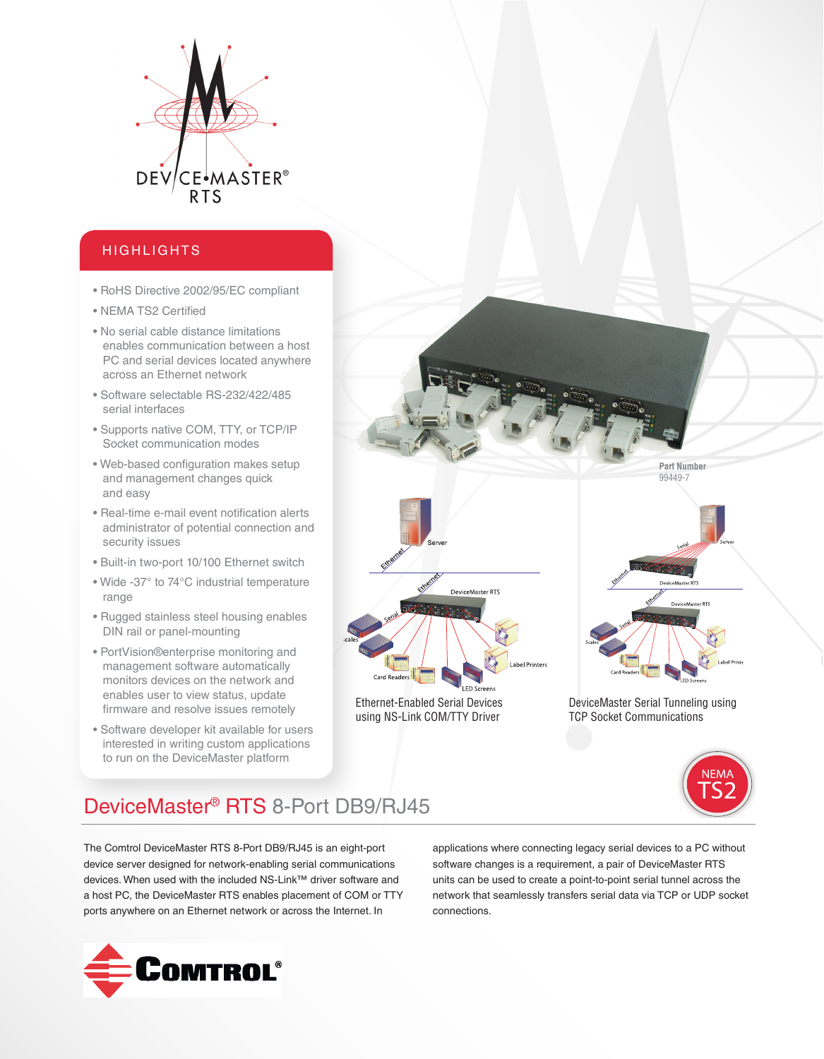DEVICE•MASTER®
RTS

## HIGHLIGHTS

- RoHS Directive 2002/95/EC compliant
- NEMA TS2 Certified
- No serial cable distance limitations enables communication between a host PC and serial devices located anywhere across an Ethernet network
- Software selectable RS-232/422/485 serial interfaces
- Supports native COM, TTY, or TCP/IP Socket communication modes
- Web-based configuration makes setup and management changes quick and easy
- Real-time e-mail event notification alerts administrator of potential connection and security issues
- Built-in two-port 10/100 Ethernet switch
- Wide -37° to 74°C industrial temperature range
- Rugged stainless steel housing enables DIN rail or panel-mounting
- PortVision®enterprise monitoring and management software automatically monitors devices on the network and enables user to view status, update firmware and resolve issues remotely
- Software developer kit available for users interested in writing custom applications to run on the DeviceMaster platform

**Part Number**
99449-7

Ethernet-Enabled Serial Devices using NS-Link COM/TTY Driver

DeviceMaster Serial Tunneling using TCP Socket Communications

NEMA TS2

# DeviceMaster® RTS 8-Port DB9/RJ45

The Comtrol DeviceMaster RTS 8-Port DB9/RJ45 is an eight-port device server designed for network-enabling serial communications devices. When used with the included NS-Link™ driver software and a host PC, the DeviceMaster RTS enables placement of COM or TTY ports anywhere on an Ethernet network or across the Internet. In applications where connecting legacy serial devices to a PC without software changes is a requirement, a pair of DeviceMaster RTS units can be used to create a point-to-point serial tunnel across the network that seamlessly transfers serial data via TCP or UDP socket connections.

COMTROL®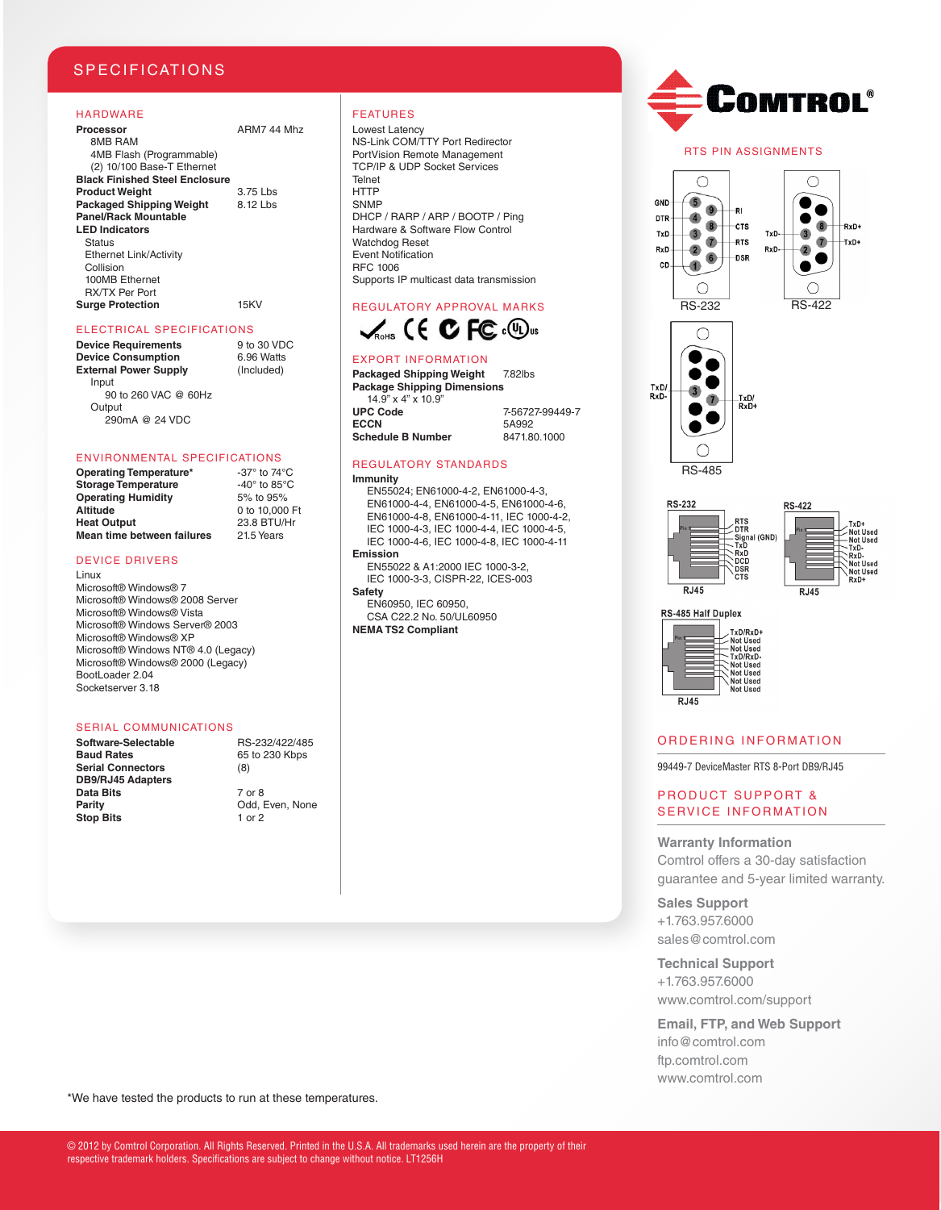# SPECIFICATIONS

## HARDWARE

| | |
|---|---|
| **Processor** | ARM7 44 Mhz |
| 8MB RAM | |
| 4MB Flash (Programmable) | |
| (2) 10/100 Base-T Ethernet | |
| **Black Finished Steel Enclosure** | |
| **Product Weight** | 3.75 Lbs |
| **Packaged Shipping Weight** | 8.12 Lbs |
| **Panel/Rack Mountable** | |
| **LED Indicators** | |
| Status | |
| Ethernet Link/Activity | |
| Collision | |
| 100MB Ethernet | |
| RX/TX Per Port | |
| **Surge Protection** | 15KV |

## ELECTRICAL SPECIFICATIONS

| | |
|---|---|
| **Device Requirements** | 9 to 30 VDC |
| **Device Consumption** | 6.96 Watts |
| **External Power Supply** | (Included) |
| Input | |
| 90 to 260 VAC @ 60Hz | |
| Output | |
| 290mA @ 24 VDC | |

## ENVIRONMENTAL SPECIFICATIONS

| | |
|---|---|
| **Operating Temperature*** | -37° to 74°C |
| **Storage Temperature** | -40° to 85°C |
| **Operating Humidity** | 5% to 95% |
| **Altitude** | 0 to 10,000 Ft |
| **Heat Output** | 23.8 BTU/Hr |
| **Mean time between failures** | 21.5 Years |

## DEVICE DRIVERS

Linux
Microsoft® Windows® 7
Microsoft® Windows® 2008 Server
Microsoft® Windows® Vista
Microsoft® Windows Server® 2003
Microsoft® Windows® XP
Microsoft® Windows NT® 4.0 (Legacy)
Microsoft® Windows® 2000 (Legacy)
BootLoader 2.04
Socketserver 3.18

## SERIAL COMMUNICATIONS

| | |
|---|---|
| **Software-Selectable** | RS-232/422/485 |
| **Baud Rates** | 65 to 230 Kbps |
| **Serial Connectors** | (8) |
| **DB9/RJ45 Adapters** | |
| **Data Bits** | 7 or 8 |
| **Parity** | Odd, Even, None |
| **Stop Bits** | 1 or 2 |

## FEATURES

Lowest Latency
NS-Link COM/TTY Port Redirector
PortVision Remote Management
TCP/IP & UDP Socket Services
Telnet
HTTP
SNMP
DHCP / RARP / ARP / BOOTP / Ping
Hardware & Software Flow Control
Watchdog Reset
Event Notification
RFC 1006
Supports IP multicast data transmission

## REGULATORY APPROVAL MARKS

RoHS CE C FC cULus

## EXPORT INFORMATION

| | |
|---|---|
| **Packaged Shipping Weight** | 7.82lbs |
| **Package Shipping Dimensions** | |
| 14.9" x 4" x 10.9" | |
| **UPC Code** | 7-56727-99449-7 |
| **ECCN** | 5A992 |
| **Schedule B Number** | 8471.80.1000 |

## REGULATORY STANDARDS

**Immunity**
EN55024; EN61000-4-2, EN61000-4-3, EN61000-4-4, EN61000-4-5, EN61000-4-6, EN61000-4-8, EN61000-4-11, IEC 1000-4-2, IEC 1000-4-3, IEC 1000-4-4, IEC 1000-4-5, IEC 1000-4-6, IEC 1000-4-8, IEC 1000-4-11

**Emission**
EN55022 & A1:2000 IEC 1000-3-2, IEC 1000-3-3, CISPR-22, ICES-003

**Safety**
EN60950, IEC 60950, CSA C22.2 No. 50/UL60950

**NEMA TS2 Compliant**

*We have tested the products to run at these temperatures.

COMTROL®

## RTS PIN ASSIGNMENTS

RS-232: GND 5, DTR 4, TxD 3, RxD 2, CD 1, RI 9, CTS 8, RTS 7, DSR 6

RS-422: TxD- 3, RxD- 2, RxD+ 8, TxD+ 7

RS-485: TxD/RxD- 3, TxD/RxD+ 7

RS-232 RJ45: RTS, DTR, Signal (GND), TxD, RxD, DCD, DSR, CTS

RS-422 RJ45: TxD+, Not Used, Not Used, TxD-, RxD-, Not Used, Not Used, RxD+

RS-485 Half Duplex RJ45: TxD/RxD+, Not Used, Not Used, TxD/RxD-, Not Used, Not Used, Not Used, Not Used

## ORDERING INFORMATION

99449-7 DeviceMaster RTS 8-Port DB9/RJ45

## PRODUCT SUPPORT & SERVICE INFORMATION

**Warranty Information**
Comtrol offers a 30-day satisfaction guarantee and 5-year limited warranty.

**Sales Support**
+1.763.957.6000
sales@comtrol.com

**Technical Support**
+1.763.957.6000
www.comtrol.com/support

**Email, FTP, and Web Support**
info@comtrol.com
ftp.comtrol.com
www.comtrol.com

© 2012 by Comtrol Corporation. All Rights Reserved. Printed in the U.S.A. All trademarks used herein are the property of their respective trademark holders. Specifications are subject to change without notice. LT1256H